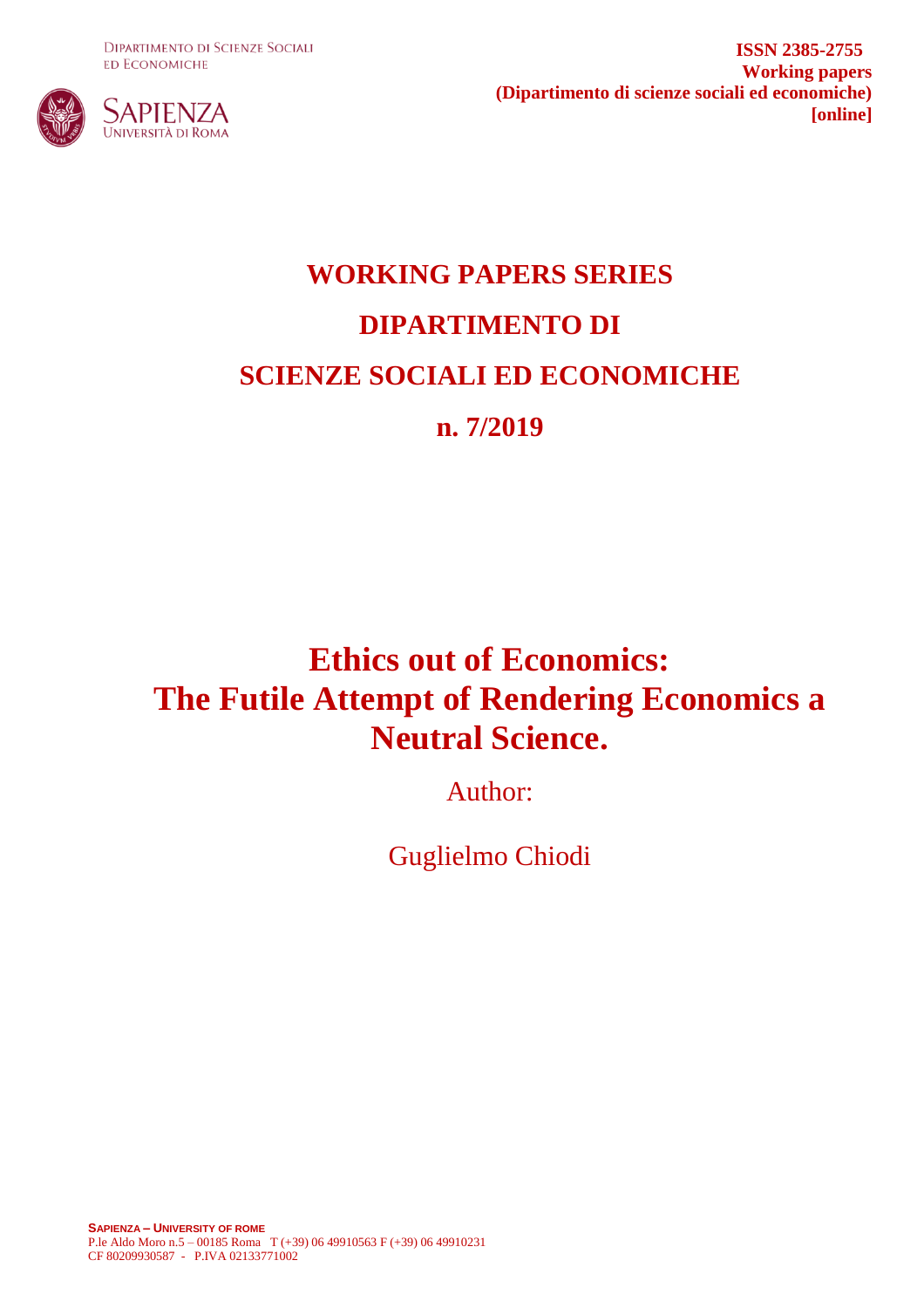Dipartimento di Scienze Sociali ed Economiche

**ISSN 2385-2755**
**Working papers**
**(Dipartimento di scienze sociali ed economiche)**
**[online]**

# WORKING PAPERS SERIES

# DIPARTIMENTO DI

# SCIENZE SOCIALI ED ECONOMICHE

# n. 7/2019

# Ethics out of Economics: The Futile Attempt of Rendering Economics a Neutral Science.

Author:

Guglielmo Chiodi

**Sapienza – University of Rome**
P.le Aldo Moro n.5 – 00185 Roma T (+39) 06 49910563 F (+39) 06 49910231
CF 80209930587 - P.IVA 02133771002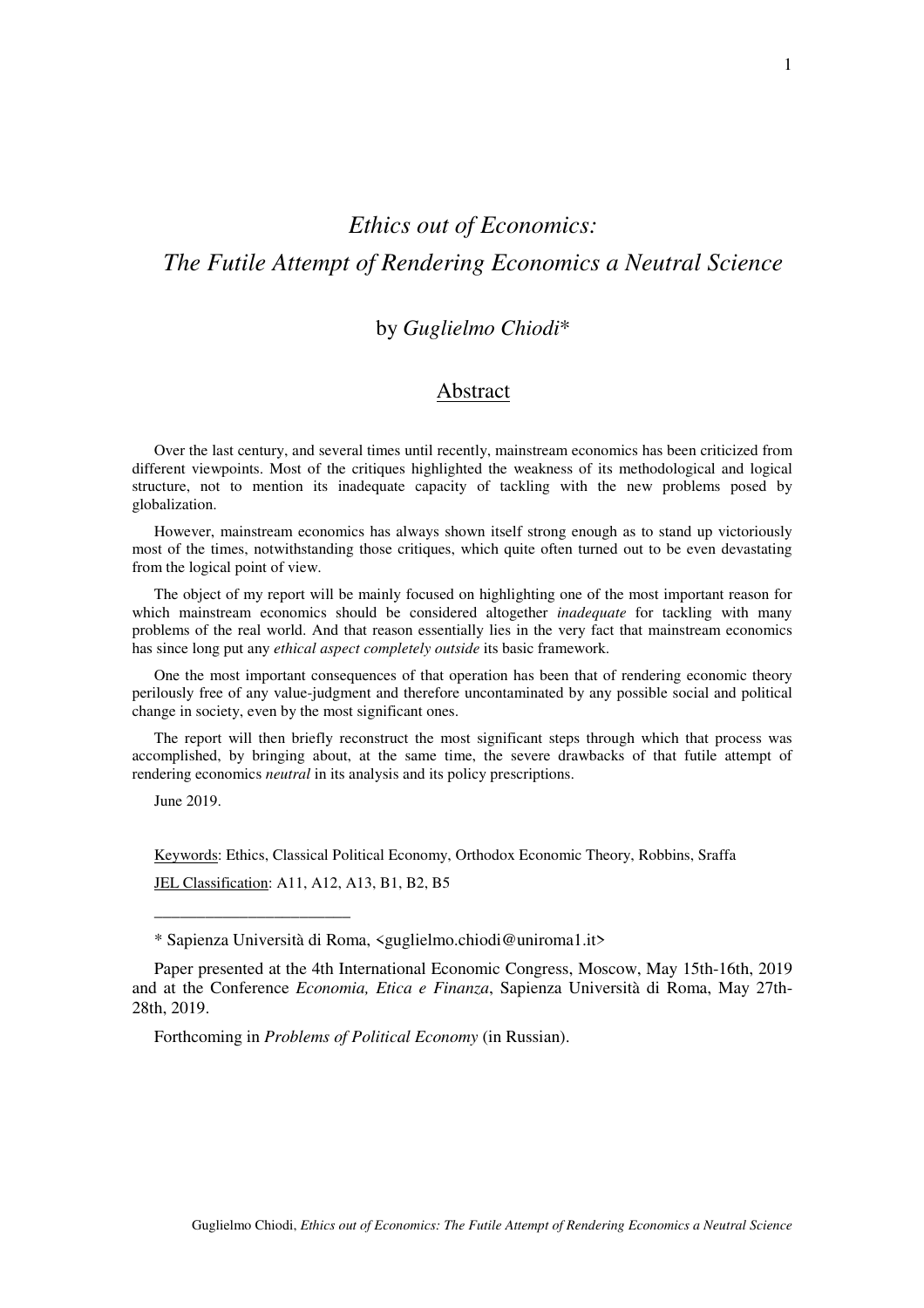# *Ethics out of Economics:*
# *The Futile Attempt of Rendering Economics a Neutral Science*

by *Guglielmo Chiodi**

## Abstract

Over the last century, and several times until recently, mainstream economics has been criticized from different viewpoints. Most of the critiques highlighted the weakness of its methodological and logical structure, not to mention its inadequate capacity of tackling with the new problems posed by globalization.

However, mainstream economics has always shown itself strong enough as to stand up victoriously most of the times, notwithstanding those critiques, which quite often turned out to be even devastating from the logical point of view.

The object of my report will be mainly focused on highlighting one of the most important reason for which mainstream economics should be considered altogether *inadequate* for tackling with many problems of the real world. And that reason essentially lies in the very fact that mainstream economics has since long put any *ethical aspect completely outside* its basic framework.

One the most important consequences of that operation has been that of rendering economic theory perilously free of any value-judgment and therefore uncontaminated by any possible social and political change in society, even by the most significant ones.

The report will then briefly reconstruct the most significant steps through which that process was accomplished, by bringing about, at the same time, the severe drawbacks of that futile attempt of rendering economics *neutral* in its analysis and its policy prescriptions.

June 2019.

Keywords: Ethics, Classical Political Economy, Orthodox Economic Theory, Robbins, Sraffa

JEL Classification: A11, A12, A13, B1, B2, B5

---

* Sapienza Università di Roma, <guglielmo.chiodi@uniroma1.it>

Paper presented at the 4th International Economic Congress, Moscow, May 15th-16th, 2019 and at the Conference *Economia, Etica e Finanza*, Sapienza Università di Roma, May 27th-28th, 2019.

Forthcoming in *Problems of Political Economy* (in Russian).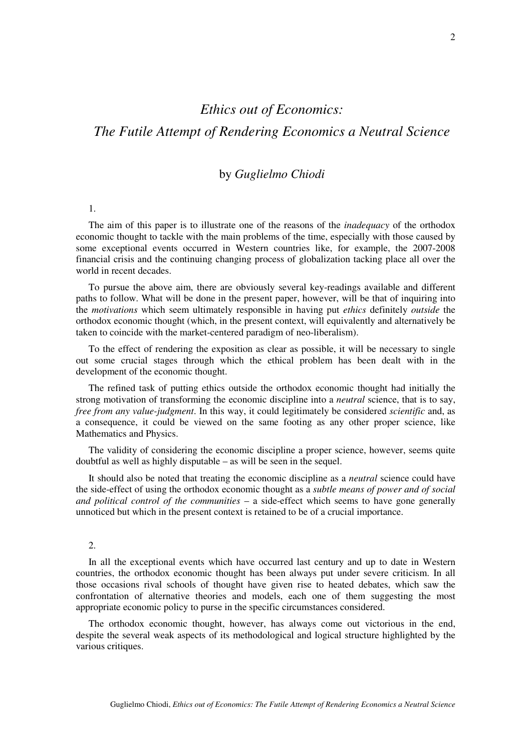# *Ethics out of Economics:*
# *The Futile Attempt of Rendering Economics a Neutral Science*

by *Guglielmo Chiodi*

1.

The aim of this paper is to illustrate one of the reasons of the *inadequacy* of the orthodox economic thought to tackle with the main problems of the time, especially with those caused by some exceptional events occurred in Western countries like, for example, the 2007-2008 financial crisis and the continuing changing process of globalization tacking place all over the world in recent decades.

To pursue the above aim, there are obviously several key-readings available and different paths to follow. What will be done in the present paper, however, will be that of inquiring into the *motivations* which seem ultimately responsible in having put *ethics* definitely *outside* the orthodox economic thought (which, in the present context, will equivalently and alternatively be taken to coincide with the market-centered paradigm of neo-liberalism).

To the effect of rendering the exposition as clear as possible, it will be necessary to single out some crucial stages through which the ethical problem has been dealt with in the development of the economic thought.

The refined task of putting ethics outside the orthodox economic thought had initially the strong motivation of transforming the economic discipline into a *neutral* science, that is to say, *free from any value-judgment*. In this way, it could legitimately be considered *scientific* and, as a consequence, it could be viewed on the same footing as any other proper science, like Mathematics and Physics.

The validity of considering the economic discipline a proper science, however, seems quite doubtful as well as highly disputable – as will be seen in the sequel.

It should also be noted that treating the economic discipline as a *neutral* science could have the side-effect of using the orthodox economic thought as a *subtle means of power and of social and political control of the communities* – a side-effect which seems to have gone generally unnoticed but which in the present context is retained to be of a crucial importance.

2.

In all the exceptional events which have occurred last century and up to date in Western countries, the orthodox economic thought has been always put under severe criticism. In all those occasions rival schools of thought have given rise to heated debates, which saw the confrontation of alternative theories and models, each one of them suggesting the most appropriate economic policy to purse in the specific circumstances considered.

The orthodox economic thought, however, has always come out victorious in the end, despite the several weak aspects of its methodological and logical structure highlighted by the various critiques.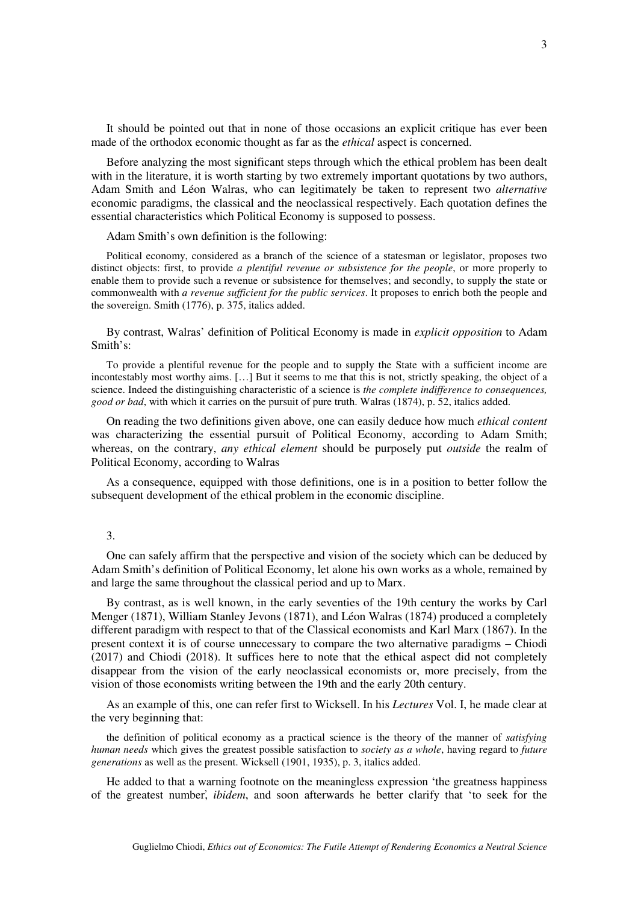It should be pointed out that in none of those occasions an explicit critique has ever been made of the orthodox economic thought as far as the *ethical* aspect is concerned.

Before analyzing the most significant steps through which the ethical problem has been dealt with in the literature, it is worth starting by two extremely important quotations by two authors, Adam Smith and Léon Walras, who can legitimately be taken to represent two *alternative* economic paradigms, the classical and the neoclassical respectively. Each quotation defines the essential characteristics which Political Economy is supposed to possess.

Adam Smith's own definition is the following:

> Political economy, considered as a branch of the science of a statesman or legislator, proposes two distinct objects: first, to provide *a plentiful revenue or subsistence for the people*, or more properly to enable them to provide such a revenue or subsistence for themselves; and secondly, to supply the state or commonwealth with *a revenue sufficient for the public services*. It proposes to enrich both the people and the sovereign. Smith (1776), p. 375, italics added.

By contrast, Walras' definition of Political Economy is made in *explicit opposition* to Adam Smith's:

> To provide a plentiful revenue for the people and to supply the State with a sufficient income are incontestably most worthy aims. […] But it seems to me that this is not, strictly speaking, the object of a science. Indeed the distinguishing characteristic of a science is *the complete indifference to consequences, good or bad*, with which it carries on the pursuit of pure truth. Walras (1874), p. 52, italics added.

On reading the two definitions given above, one can easily deduce how much *ethical content* was characterizing the essential pursuit of Political Economy, according to Adam Smith; whereas, on the contrary, *any ethical element* should be purposely put *outside* the realm of Political Economy, according to Walras

As a consequence, equipped with those definitions, one is in a position to better follow the subsequent development of the ethical problem in the economic discipline.

3.

One can safely affirm that the perspective and vision of the society which can be deduced by Adam Smith's definition of Political Economy, let alone his own works as a whole, remained by and large the same throughout the classical period and up to Marx.

By contrast, as is well known, in the early seventies of the 19th century the works by Carl Menger (1871), William Stanley Jevons (1871), and Léon Walras (1874) produced a completely different paradigm with respect to that of the Classical economists and Karl Marx (1867). In the present context it is of course unnecessary to compare the two alternative paradigms – Chiodi (2017) and Chiodi (2018). It suffices here to note that the ethical aspect did not completely disappear from the vision of the early neoclassical economists or, more precisely, from the vision of those economists writing between the 19th and the early 20th century.

As an example of this, one can refer first to Wicksell. In his *Lectures* Vol. I, he made clear at the very beginning that:

> the definition of political economy as a practical science is the theory of the manner of *satisfying human needs* which gives the greatest possible satisfaction to *society as a whole*, having regard to *future generations* as well as the present. Wicksell (1901, 1935), p. 3, italics added.

He added to that a warning footnote on the meaningless expression 'the greatness happiness of the greatest number', *ibidem*, and soon afterwards he better clarify that 'to seek for the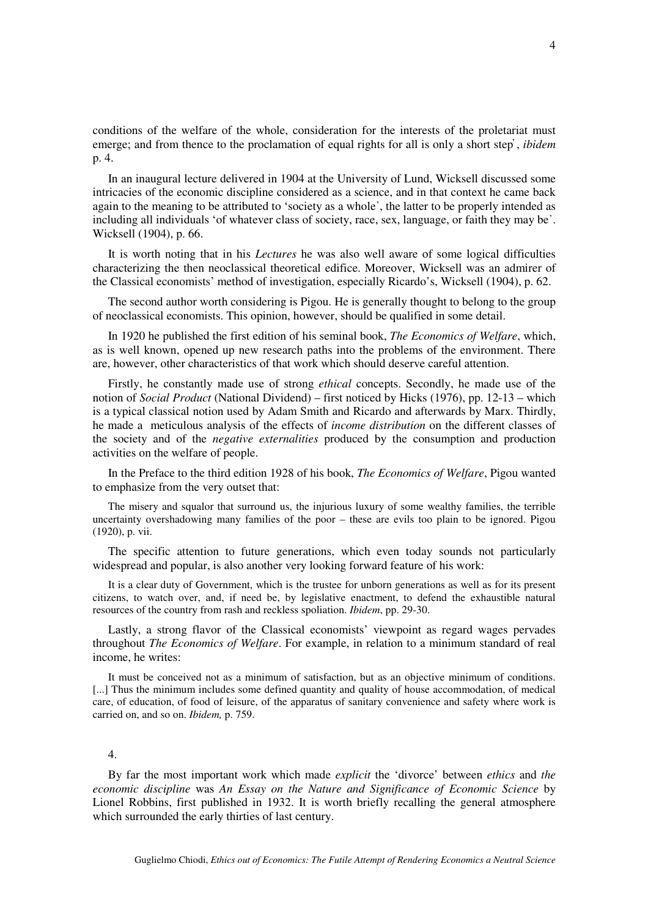conditions of the welfare of the whole, consideration for the interests of the proletariat must emerge; and from thence to the proclamation of equal rights for all is only a short step', *ibidem* p. 4.

In an inaugural lecture delivered in 1904 at the University of Lund, Wicksell discussed some intricacies of the economic discipline considered as a science, and in that context he came back again to the meaning to be attributed to 'society as a whole', the latter to be properly intended as including all individuals 'of whatever class of society, race, sex, language, or faith they may be'. Wicksell (1904), p. 66.

It is worth noting that in his *Lectures* he was also well aware of some logical difficulties characterizing the then neoclassical theoretical edifice. Moreover, Wicksell was an admirer of the Classical economists' method of investigation, especially Ricardo's, Wicksell (1904), p. 62.

The second author worth considering is Pigou. He is generally thought to belong to the group of neoclassical economists. This opinion, however, should be qualified in some detail.

In 1920 he published the first edition of his seminal book, *The Economics of Welfare*, which, as is well known, opened up new research paths into the problems of the environment. There are, however, other characteristics of that work which should deserve careful attention.

Firstly, he constantly made use of strong *ethical* concepts. Secondly, he made use of the notion of *Social Product* (National Dividend) – first noticed by Hicks (1976), pp. 12-13 – which is a typical classical notion used by Adam Smith and Ricardo and afterwards by Marx. Thirdly, he made a meticulous analysis of the effects of *income distribution* on the different classes of the society and of the *negative externalities* produced by the consumption and production activities on the welfare of people.

In the Preface to the third edition 1928 of his book, *The Economics of Welfare*, Pigou wanted to emphasize from the very outset that:

> The misery and squalor that surround us, the injurious luxury of some wealthy families, the terrible uncertainty overshadowing many families of the poor – these are evils too plain to be ignored. Pigou (1920), p. vii.

The specific attention to future generations, which even today sounds not particularly widespread and popular, is also another very looking forward feature of his work:

> It is a clear duty of Government, which is the trustee for unborn generations as well as for its present citizens, to watch over, and, if need be, by legislative enactment, to defend the exhaustible natural resources of the country from rash and reckless spoliation. *Ibidem*, pp. 29-30.

Lastly, a strong flavor of the Classical economists' viewpoint as regard wages pervades throughout *The Economics of Welfare*. For example, in relation to a minimum standard of real income, he writes:

> It must be conceived not as a minimum of satisfaction, but as an objective minimum of conditions. [...] Thus the minimum includes some defined quantity and quality of house accommodation, of medical care, of education, of food of leisure, of the apparatus of sanitary convenience and safety where work is carried on, and so on. *Ibidem,* p. 759.

## 4.

By far the most important work which made *explicit* the 'divorce' between *ethics* and *the economic discipline* was *An Essay on the Nature and Significance of Economic Science* by Lionel Robbins, first published in 1932. It is worth briefly recalling the general atmosphere which surrounded the early thirties of last century.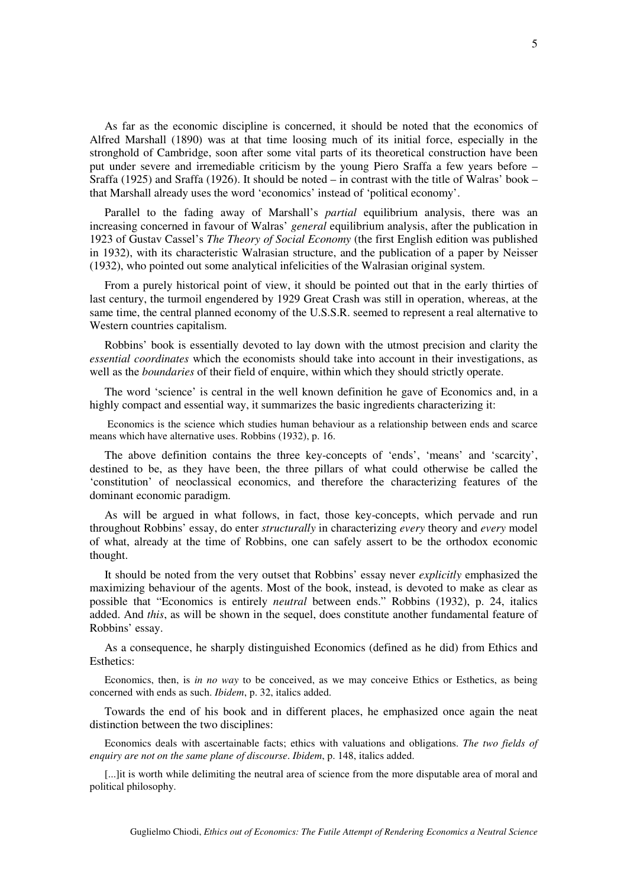As far as the economic discipline is concerned, it should be noted that the economics of Alfred Marshall (1890) was at that time loosing much of its initial force, especially in the stronghold of Cambridge, soon after some vital parts of its theoretical construction have been put under severe and irremediable criticism by the young Piero Sraffa a few years before – Sraffa (1925) and Sraffa (1926). It should be noted – in contrast with the title of Walras' book – that Marshall already uses the word 'economics' instead of 'political economy'.

Parallel to the fading away of Marshall's *partial* equilibrium analysis, there was an increasing concerned in favour of Walras' *general* equilibrium analysis, after the publication in 1923 of Gustav Cassel's *The Theory of Social Economy* (the first English edition was published in 1932), with its characteristic Walrasian structure, and the publication of a paper by Neisser (1932), who pointed out some analytical infelicities of the Walrasian original system.

From a purely historical point of view, it should be pointed out that in the early thirties of last century, the turmoil engendered by 1929 Great Crash was still in operation, whereas, at the same time, the central planned economy of the U.S.S.R. seemed to represent a real alternative to Western countries capitalism.

Robbins' book is essentially devoted to lay down with the utmost precision and clarity the *essential coordinates* which the economists should take into account in their investigations, as well as the *boundaries* of their field of enquire, within which they should strictly operate.

The word 'science' is central in the well known definition he gave of Economics and, in a highly compact and essential way, it summarizes the basic ingredients characterizing it:

> Economics is the science which studies human behaviour as a relationship between ends and scarce means which have alternative uses. Robbins (1932), p. 16.

The above definition contains the three key-concepts of 'ends', 'means' and 'scarcity', destined to be, as they have been, the three pillars of what could otherwise be called the 'constitution' of neoclassical economics, and therefore the characterizing features of the dominant economic paradigm.

As will be argued in what follows, in fact, those key-concepts, which pervade and run throughout Robbins' essay, do enter *structurally* in characterizing *every* theory and *every* model of what, already at the time of Robbins, one can safely assert to be the orthodox economic thought.

It should be noted from the very outset that Robbins' essay never *explicitly* emphasized the maximizing behaviour of the agents. Most of the book, instead, is devoted to make as clear as possible that "Economics is entirely *neutral* between ends." Robbins (1932), p. 24, italics added. And *this*, as will be shown in the sequel, does constitute another fundamental feature of Robbins' essay.

As a consequence, he sharply distinguished Economics (defined as he did) from Ethics and Esthetics:

> Economics, then, is *in no way* to be conceived, as we may conceive Ethics or Esthetics, as being concerned with ends as such. *Ibidem*, p. 32, italics added.

Towards the end of his book and in different places, he emphasized once again the neat distinction between the two disciplines:

> Economics deals with ascertainable facts; ethics with valuations and obligations. *The two fields of enquiry are not on the same plane of discourse*. *Ibidem*, p. 148, italics added.

> [...]it is worth while delimiting the neutral area of science from the more disputable area of moral and political philosophy.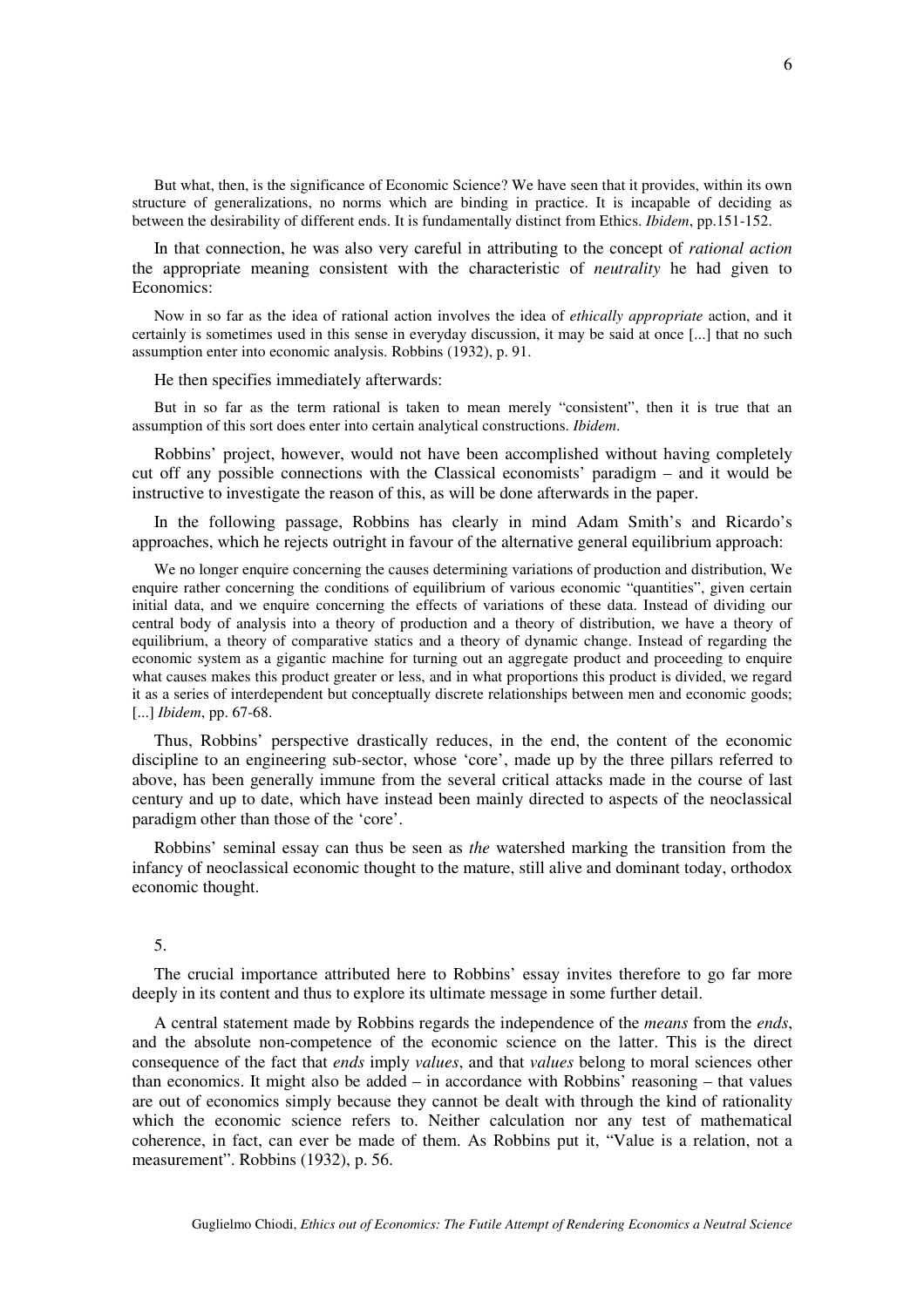> But what, then, is the significance of Economic Science? We have seen that it provides, within its own structure of generalizations, no norms which are binding in practice. It is incapable of deciding as between the desirability of different ends. It is fundamentally distinct from Ethics. *Ibidem*, pp.151-152.

In that connection, he was also very careful in attributing to the concept of *rational action* the appropriate meaning consistent with the characteristic of *neutrality* he had given to Economics:

> Now in so far as the idea of rational action involves the idea of *ethically appropriate* action, and it certainly is sometimes used in this sense in everyday discussion, it may be said at once [...] that no such assumption enter into economic analysis. Robbins (1932), p. 91.

He then specifies immediately afterwards:

> But in so far as the term rational is taken to mean merely "consistent", then it is true that an assumption of this sort does enter into certain analytical constructions. *Ibidem*.

Robbins' project, however, would not have been accomplished without having completely cut off any possible connections with the Classical economists' paradigm – and it would be instructive to investigate the reason of this, as will be done afterwards in the paper.

In the following passage, Robbins has clearly in mind Adam Smith's and Ricardo's approaches, which he rejects outright in favour of the alternative general equilibrium approach:

> We no longer enquire concerning the causes determining variations of production and distribution, We enquire rather concerning the conditions of equilibrium of various economic "quantities", given certain initial data, and we enquire concerning the effects of variations of these data. Instead of dividing our central body of analysis into a theory of production and a theory of distribution, we have a theory of equilibrium, a theory of comparative statics and a theory of dynamic change. Instead of regarding the economic system as a gigantic machine for turning out an aggregate product and proceeding to enquire what causes makes this product greater or less, and in what proportions this product is divided, we regard it as a series of interdependent but conceptually discrete relationships between men and economic goods; [...] *Ibidem*, pp. 67-68.

Thus, Robbins' perspective drastically reduces, in the end, the content of the economic discipline to an engineering sub-sector, whose 'core', made up by the three pillars referred to above, has been generally immune from the several critical attacks made in the course of last century and up to date, which have instead been mainly directed to aspects of the neoclassical paradigm other than those of the 'core'.

Robbins' seminal essay can thus be seen as *the* watershed marking the transition from the infancy of neoclassical economic thought to the mature, still alive and dominant today, orthodox economic thought.

## 5.

The crucial importance attributed here to Robbins' essay invites therefore to go far more deeply in its content and thus to explore its ultimate message in some further detail.

A central statement made by Robbins regards the independence of the *means* from the *ends*, and the absolute non-competence of the economic science on the latter. This is the direct consequence of the fact that *ends* imply *values*, and that *values* belong to moral sciences other than economics. It might also be added – in accordance with Robbins' reasoning – that values are out of economics simply because they cannot be dealt with through the kind of rationality which the economic science refers to. Neither calculation nor any test of mathematical coherence, in fact, can ever be made of them. As Robbins put it, "Value is a relation, not a measurement". Robbins (1932), p. 56.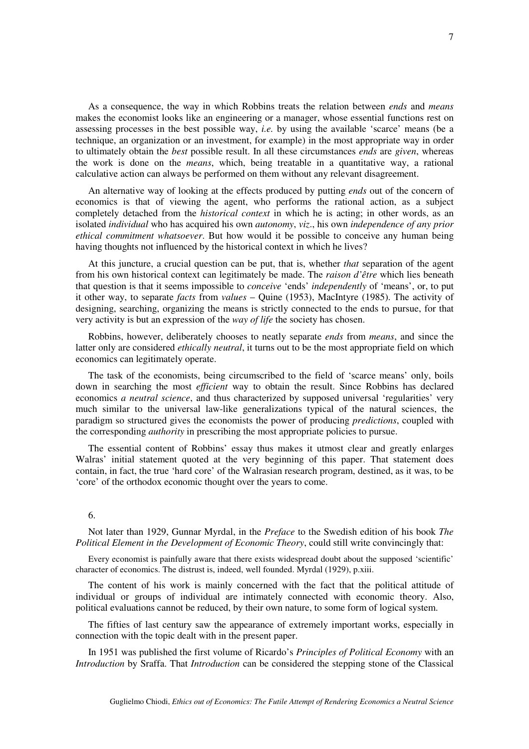As a consequence, the way in which Robbins treats the relation between *ends* and *means* makes the economist looks like an engineering or a manager, whose essential functions rest on assessing processes in the best possible way, *i.e.* by using the available 'scarce' means (be a technique, an organization or an investment, for example) in the most appropriate way in order to ultimately obtain the *best* possible result. In all these circumstances *ends* are *given*, whereas the work is done on the *means*, which, being treatable in a quantitative way, a rational calculative action can always be performed on them without any relevant disagreement.

An alternative way of looking at the effects produced by putting *ends* out of the concern of economics is that of viewing the agent, who performs the rational action, as a subject completely detached from the *historical context* in which he is acting; in other words, as an isolated *individual* who has acquired his own *autonomy*, *viz*., his own *independence of any prior ethical commitment whatsoever*. But how would it be possible to conceive any human being having thoughts not influenced by the historical context in which he lives?

At this juncture, a crucial question can be put, that is, whether *that* separation of the agent from his own historical context can legitimately be made. The *raison d'être* which lies beneath that question is that it seems impossible to *conceive* 'ends' *independently* of 'means', or, to put it other way, to separate *facts* from *values* – Quine (1953), MacIntyre (1985). The activity of designing, searching, organizing the means is strictly connected to the ends to pursue, for that very activity is but an expression of the *way of life* the society has chosen.

Robbins, however, deliberately chooses to neatly separate *ends* from *means*, and since the latter only are considered *ethically neutral*, it turns out to be the most appropriate field on which economics can legitimately operate.

The task of the economists, being circumscribed to the field of 'scarce means' only, boils down in searching the most *efficient* way to obtain the result. Since Robbins has declared economics *a neutral science*, and thus characterized by supposed universal 'regularities' very much similar to the universal law-like generalizations typical of the natural sciences, the paradigm so structured gives the economists the power of producing *predictions*, coupled with the corresponding *authority* in prescribing the most appropriate policies to pursue.

The essential content of Robbins' essay thus makes it utmost clear and greatly enlarges Walras' initial statement quoted at the very beginning of this paper. That statement does contain, in fact, the true 'hard core' of the Walrasian research program, destined, as it was, to be 'core' of the orthodox economic thought over the years to come.

6.

Not later than 1929, Gunnar Myrdal, in the *Preface* to the Swedish edition of his book *The Political Element in the Development of Economic Theory*, could still write convincingly that:

> Every economist is painfully aware that there exists widespread doubt about the supposed 'scientific' character of economics. The distrust is, indeed, well founded. Myrdal (1929), p.xiii.

The content of his work is mainly concerned with the fact that the political attitude of individual or groups of individual are intimately connected with economic theory. Also, political evaluations cannot be reduced, by their own nature, to some form of logical system.

The fifties of last century saw the appearance of extremely important works, especially in connection with the topic dealt with in the present paper.

In 1951 was published the first volume of Ricardo's *Principles of Political Economy* with an *Introduction* by Sraffa. That *Introduction* can be considered the stepping stone of the Classical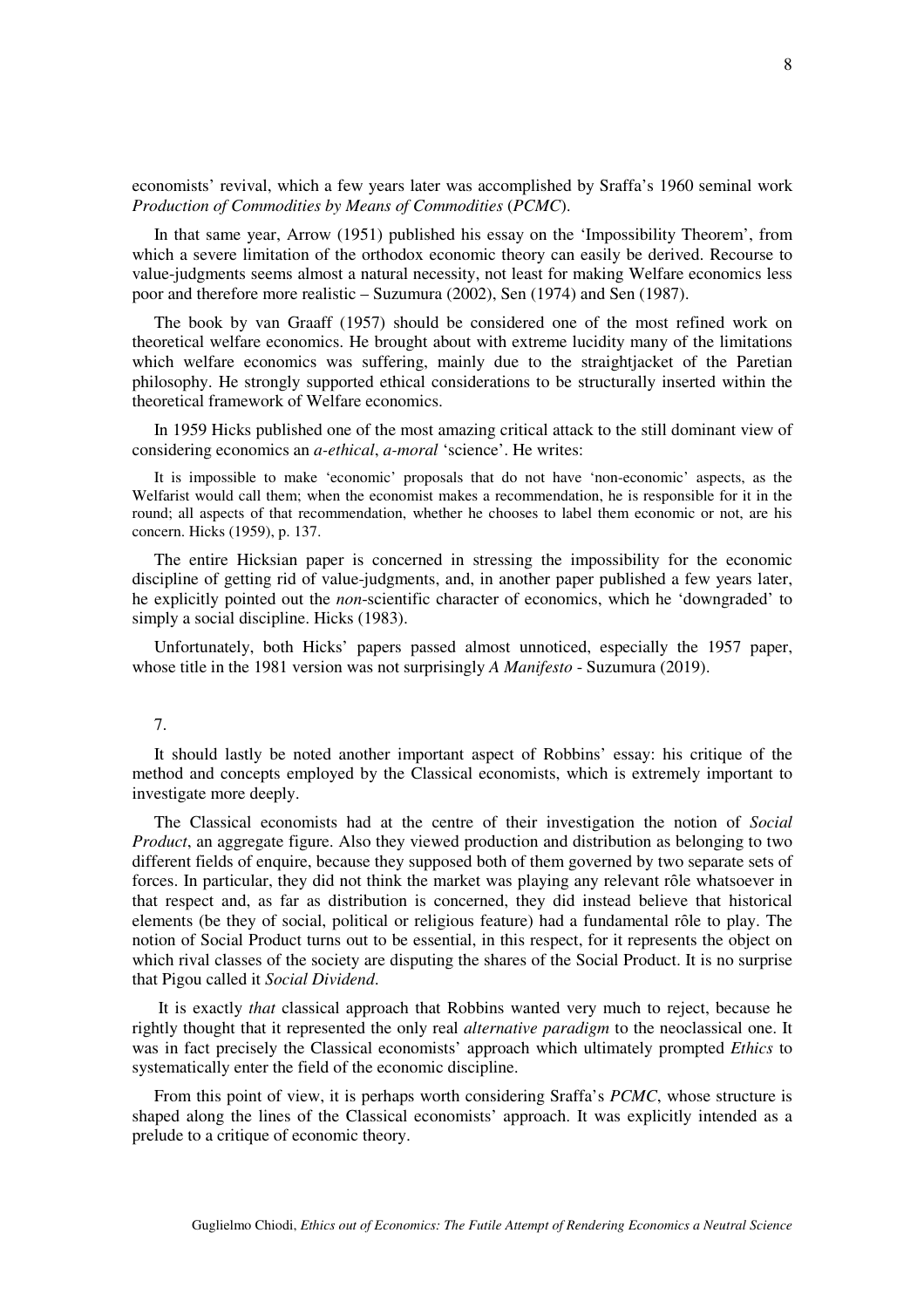economists' revival, which a few years later was accomplished by Sraffa's 1960 seminal work *Production of Commodities by Means of Commodities* (*PCMC*).

In that same year, Arrow (1951) published his essay on the 'Impossibility Theorem', from which a severe limitation of the orthodox economic theory can easily be derived. Recourse to value-judgments seems almost a natural necessity, not least for making Welfare economics less poor and therefore more realistic – Suzumura (2002), Sen (1974) and Sen (1987).

The book by van Graaff (1957) should be considered one of the most refined work on theoretical welfare economics. He brought about with extreme lucidity many of the limitations which welfare economics was suffering, mainly due to the straightjacket of the Paretian philosophy. He strongly supported ethical considerations to be structurally inserted within the theoretical framework of Welfare economics.

In 1959 Hicks published one of the most amazing critical attack to the still dominant view of considering economics an *a-ethical*, *a-moral* 'science'. He writes:

> It is impossible to make 'economic' proposals that do not have 'non-economic' aspects, as the Welfarist would call them; when the economist makes a recommendation, he is responsible for it in the round; all aspects of that recommendation, whether he chooses to label them economic or not, are his concern. Hicks (1959), p. 137.

The entire Hicksian paper is concerned in stressing the impossibility for the economic discipline of getting rid of value-judgments, and, in another paper published a few years later, he explicitly pointed out the *non*-scientific character of economics, which he 'downgraded' to simply a social discipline. Hicks (1983).

Unfortunately, both Hicks' papers passed almost unnoticed, especially the 1957 paper, whose title in the 1981 version was not surprisingly *A Manifesto* - Suzumura (2019).

7.

It should lastly be noted another important aspect of Robbins' essay: his critique of the method and concepts employed by the Classical economists, which is extremely important to investigate more deeply.

The Classical economists had at the centre of their investigation the notion of *Social Product*, an aggregate figure. Also they viewed production and distribution as belonging to two different fields of enquire, because they supposed both of them governed by two separate sets of forces. In particular, they did not think the market was playing any relevant rôle whatsoever in that respect and, as far as distribution is concerned, they did instead believe that historical elements (be they of social, political or religious feature) had a fundamental rôle to play. The notion of Social Product turns out to be essential, in this respect, for it represents the object on which rival classes of the society are disputing the shares of the Social Product. It is no surprise that Pigou called it *Social Dividend*.

It is exactly *that* classical approach that Robbins wanted very much to reject, because he rightly thought that it represented the only real *alternative paradigm* to the neoclassical one. It was in fact precisely the Classical economists' approach which ultimately prompted *Ethics* to systematically enter the field of the economic discipline.

From this point of view, it is perhaps worth considering Sraffa's *PCMC*, whose structure is shaped along the lines of the Classical economists' approach. It was explicitly intended as a prelude to a critique of economic theory.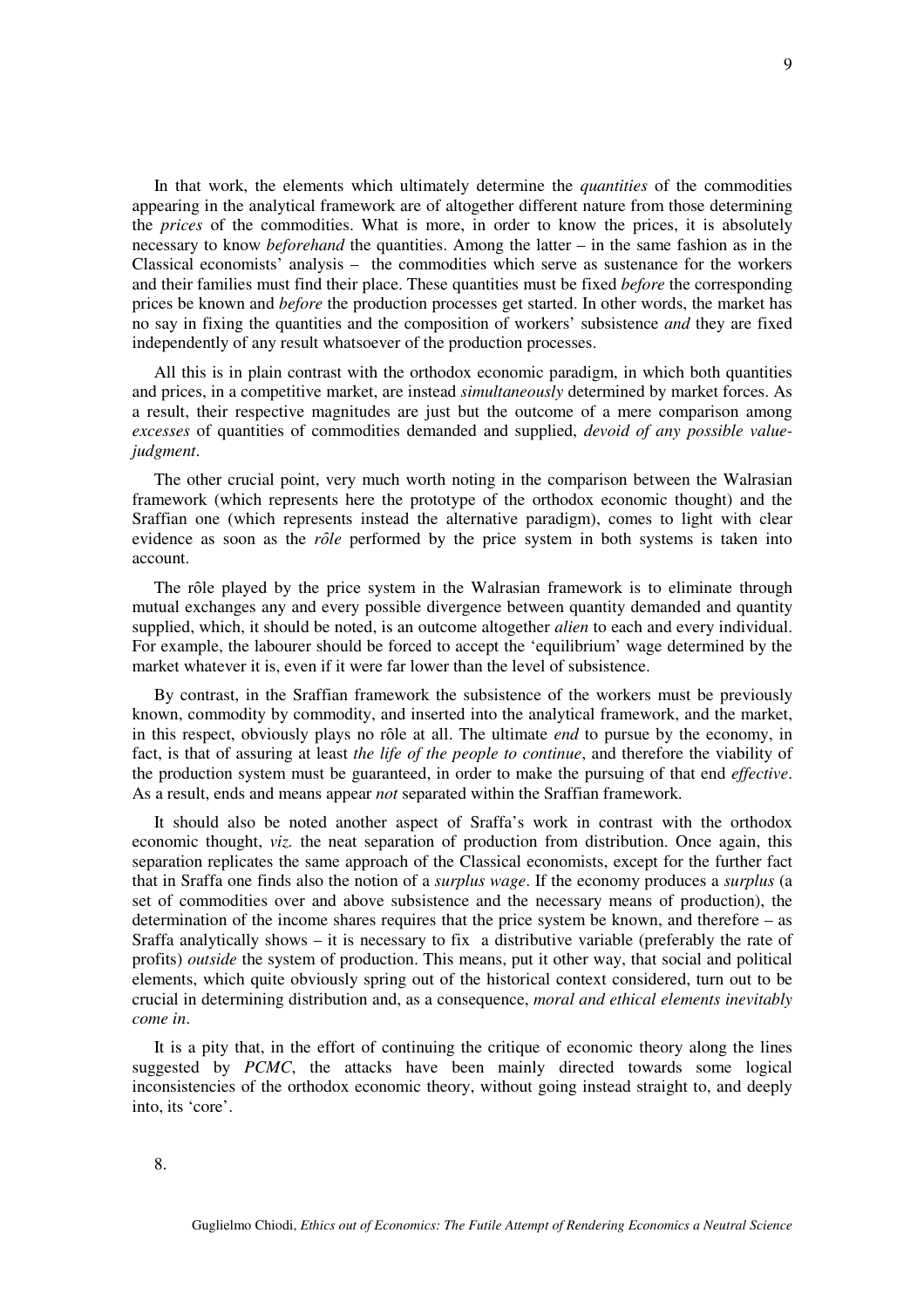In that work, the elements which ultimately determine the *quantities* of the commodities appearing in the analytical framework are of altogether different nature from those determining the *prices* of the commodities. What is more, in order to know the prices, it is absolutely necessary to know *beforehand* the quantities. Among the latter – in the same fashion as in the Classical economists' analysis – the commodities which serve as sustenance for the workers and their families must find their place. These quantities must be fixed *before* the corresponding prices be known and *before* the production processes get started. In other words, the market has no say in fixing the quantities and the composition of workers' subsistence *and* they are fixed independently of any result whatsoever of the production processes.

All this is in plain contrast with the orthodox economic paradigm, in which both quantities and prices, in a competitive market, are instead *simultaneously* determined by market forces. As a result, their respective magnitudes are just but the outcome of a mere comparison among *excesses* of quantities of commodities demanded and supplied, *devoid of any possible value-judgment*.

The other crucial point, very much worth noting in the comparison between the Walrasian framework (which represents here the prototype of the orthodox economic thought) and the Sraffian one (which represents instead the alternative paradigm), comes to light with clear evidence as soon as the *rôle* performed by the price system in both systems is taken into account.

The rôle played by the price system in the Walrasian framework is to eliminate through mutual exchanges any and every possible divergence between quantity demanded and quantity supplied, which, it should be noted, is an outcome altogether *alien* to each and every individual. For example, the labourer should be forced to accept the 'equilibrium' wage determined by the market whatever it is, even if it were far lower than the level of subsistence.

By contrast, in the Sraffian framework the subsistence of the workers must be previously known, commodity by commodity, and inserted into the analytical framework, and the market, in this respect, obviously plays no rôle at all. The ultimate *end* to pursue by the economy, in fact, is that of assuring at least *the life of the people to continue*, and therefore the viability of the production system must be guaranteed, in order to make the pursuing of that end *effective*. As a result, ends and means appear *not* separated within the Sraffian framework.

It should also be noted another aspect of Sraffa's work in contrast with the orthodox economic thought, *viz.* the neat separation of production from distribution. Once again, this separation replicates the same approach of the Classical economists, except for the further fact that in Sraffa one finds also the notion of a *surplus wage*. If the economy produces a *surplus* (a set of commodities over and above subsistence and the necessary means of production), the determination of the income shares requires that the price system be known, and therefore – as Sraffa analytically shows – it is necessary to fix a distributive variable (preferably the rate of profits) *outside* the system of production. This means, put it other way, that social and political elements, which quite obviously spring out of the historical context considered, turn out to be crucial in determining distribution and, as a consequence, *moral and ethical elements inevitably come in*.

It is a pity that, in the effort of continuing the critique of economic theory along the lines suggested by *PCMC*, the attacks have been mainly directed towards some logical inconsistencies of the orthodox economic theory, without going instead straight to, and deeply into, its 'core'.

8.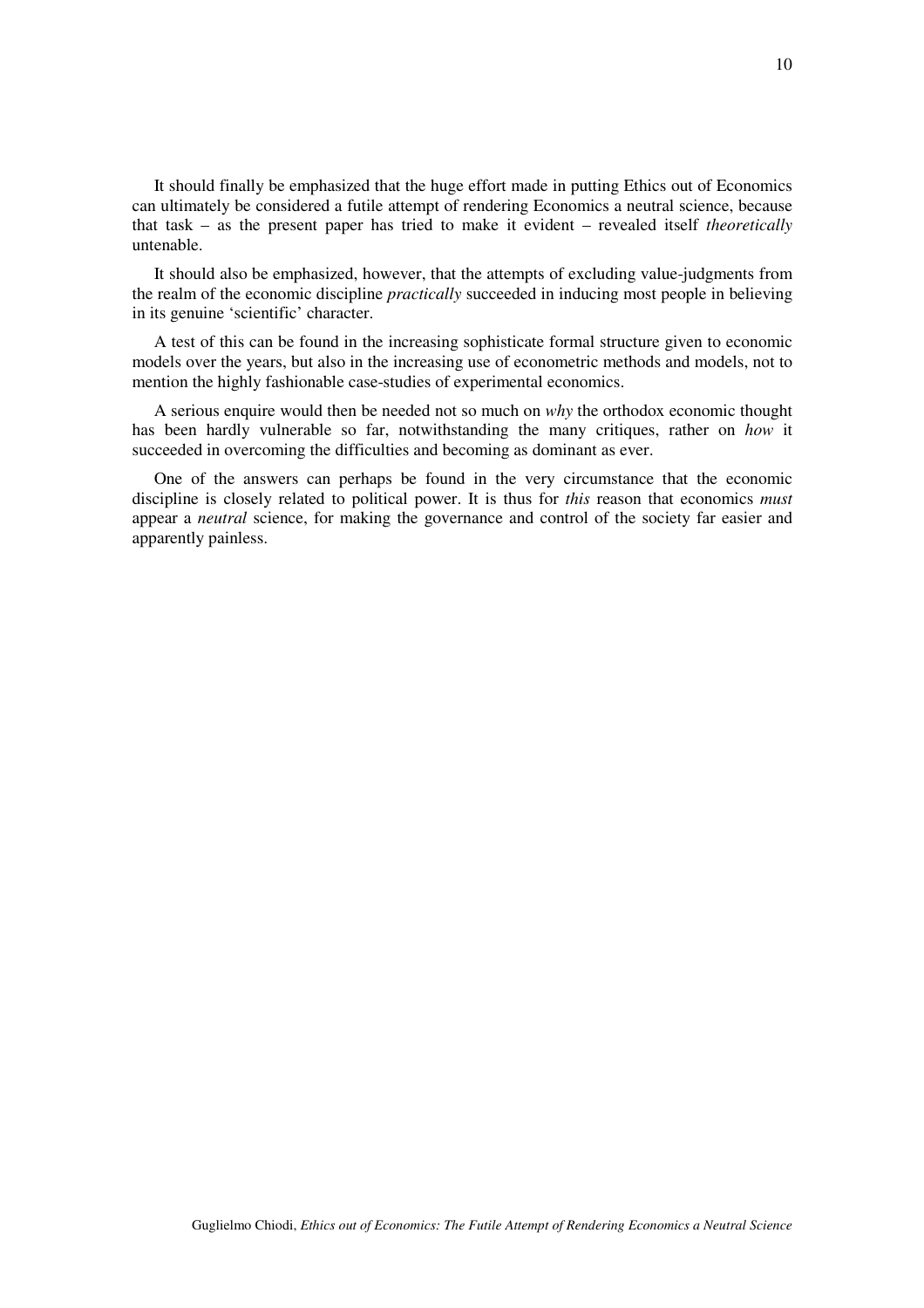It should finally be emphasized that the huge effort made in putting Ethics out of Economics can ultimately be considered a futile attempt of rendering Economics a neutral science, because that task – as the present paper has tried to make it evident – revealed itself *theoretically* untenable.

It should also be emphasized, however, that the attempts of excluding value-judgments from the realm of the economic discipline *practically* succeeded in inducing most people in believing in its genuine 'scientific' character.

A test of this can be found in the increasing sophisticate formal structure given to economic models over the years, but also in the increasing use of econometric methods and models, not to mention the highly fashionable case-studies of experimental economics.

A serious enquire would then be needed not so much on *why* the orthodox economic thought has been hardly vulnerable so far, notwithstanding the many critiques, rather on *how* it succeeded in overcoming the difficulties and becoming as dominant as ever.

One of the answers can perhaps be found in the very circumstance that the economic discipline is closely related to political power. It is thus for *this* reason that economics *must* appear a *neutral* science, for making the governance and control of the society far easier and apparently painless.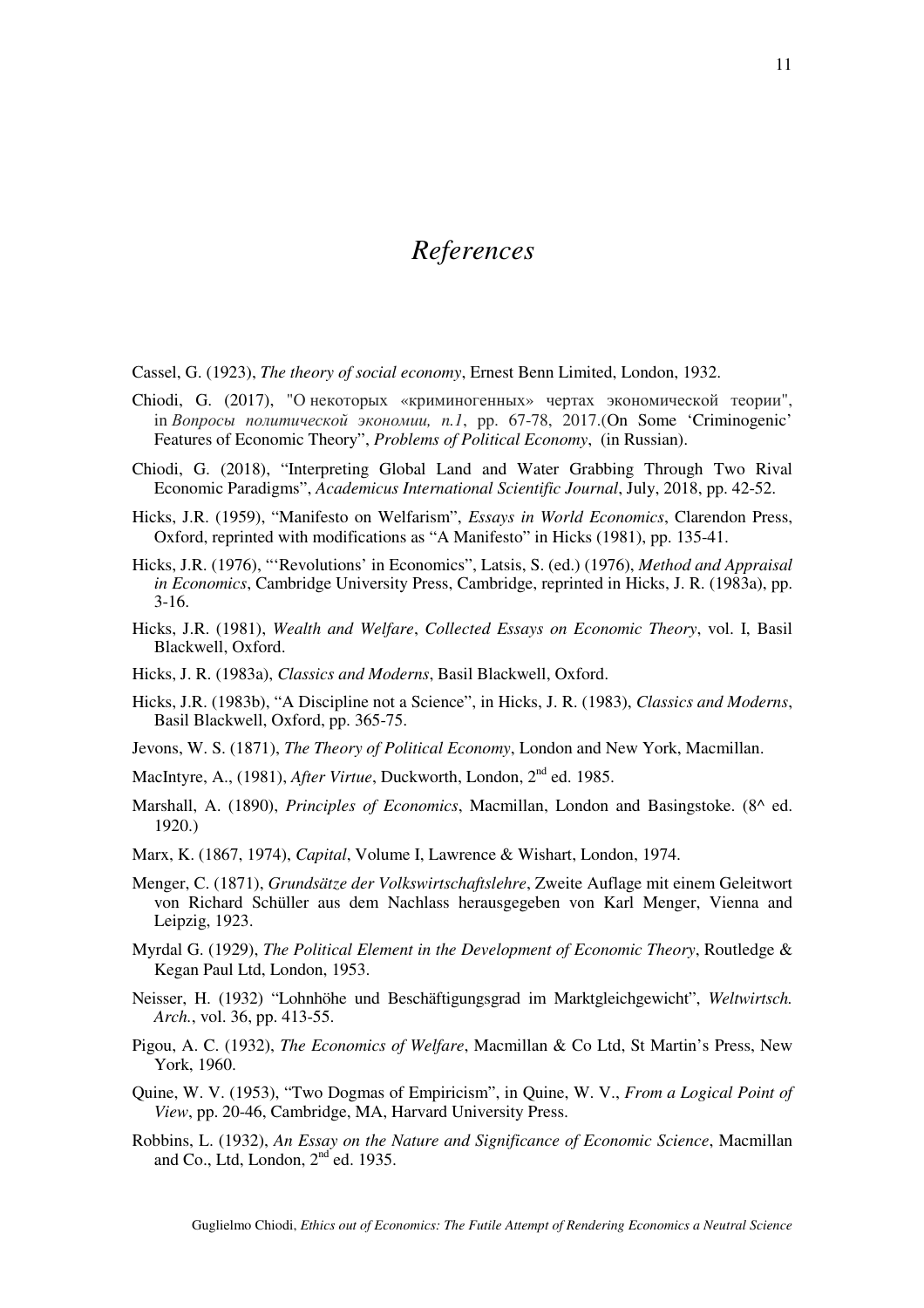# *References*

Cassel, G. (1923), *The theory of social economy*, Ernest Benn Limited, London, 1932.

Chiodi, G. (2017), "О некоторых «криминогенных» чертах экономической теории", in *Вопросы политической экономии, n.1*, pp. 67-78, 2017.(On Some 'Criminogenic' Features of Economic Theory", *Problems of Political Economy*, (in Russian).

Chiodi, G. (2018), "Interpreting Global Land and Water Grabbing Through Two Rival Economic Paradigms", *Academicus International Scientific Journal*, July, 2018, pp. 42-52.

Hicks, J.R. (1959), "Manifesto on Welfarism", *Essays in World Economics*, Clarendon Press, Oxford, reprinted with modifications as "A Manifesto" in Hicks (1981), pp. 135-41.

Hicks, J.R. (1976), "'Revolutions' in Economics", Latsis, S. (ed.) (1976), *Method and Appraisal in Economics*, Cambridge University Press, Cambridge, reprinted in Hicks, J. R. (1983a), pp. 3-16.

Hicks, J.R. (1981), *Wealth and Welfare*, *Collected Essays on Economic Theory*, vol. I, Basil Blackwell, Oxford.

Hicks, J. R. (1983a), *Classics and Moderns*, Basil Blackwell, Oxford.

Hicks, J.R. (1983b), "A Discipline not a Science", in Hicks, J. R. (1983), *Classics and Moderns*, Basil Blackwell, Oxford, pp. 365-75.

Jevons, W. S. (1871), *The Theory of Political Economy*, London and New York, Macmillan.

MacIntyre, A., (1981), *After Virtue*, Duckworth, London, 2nd ed. 1985.

Marshall, A. (1890), *Principles of Economics*, Macmillan, London and Basingstoke. (8^ ed. 1920.)

Marx, K. (1867, 1974), *Capital*, Volume I, Lawrence & Wishart, London, 1974.

Menger, C. (1871), *Grundsätze der Volkswirtschaftslehre*, Zweite Auflage mit einem Geleitwort von Richard Schüller aus dem Nachlass herausgegeben von Karl Menger, Vienna and Leipzig, 1923.

Myrdal G. (1929), *The Political Element in the Development of Economic Theory*, Routledge & Kegan Paul Ltd, London, 1953.

Neisser, H. (1932) "Lohnhöhe und Beschäftigungsgrad im Marktgleichgewicht", *Weltwirtsch. Arch.*, vol. 36, pp. 413-55.

Pigou, A. C. (1932), *The Economics of Welfare*, Macmillan & Co Ltd, St Martin's Press, New York, 1960.

Quine, W. V. (1953), "Two Dogmas of Empiricism", in Quine, W. V., *From a Logical Point of View*, pp. 20-46, Cambridge, MA, Harvard University Press.

Robbins, L. (1932), *An Essay on the Nature and Significance of Economic Science*, Macmillan and Co., Ltd, London, 2nd ed. 1935.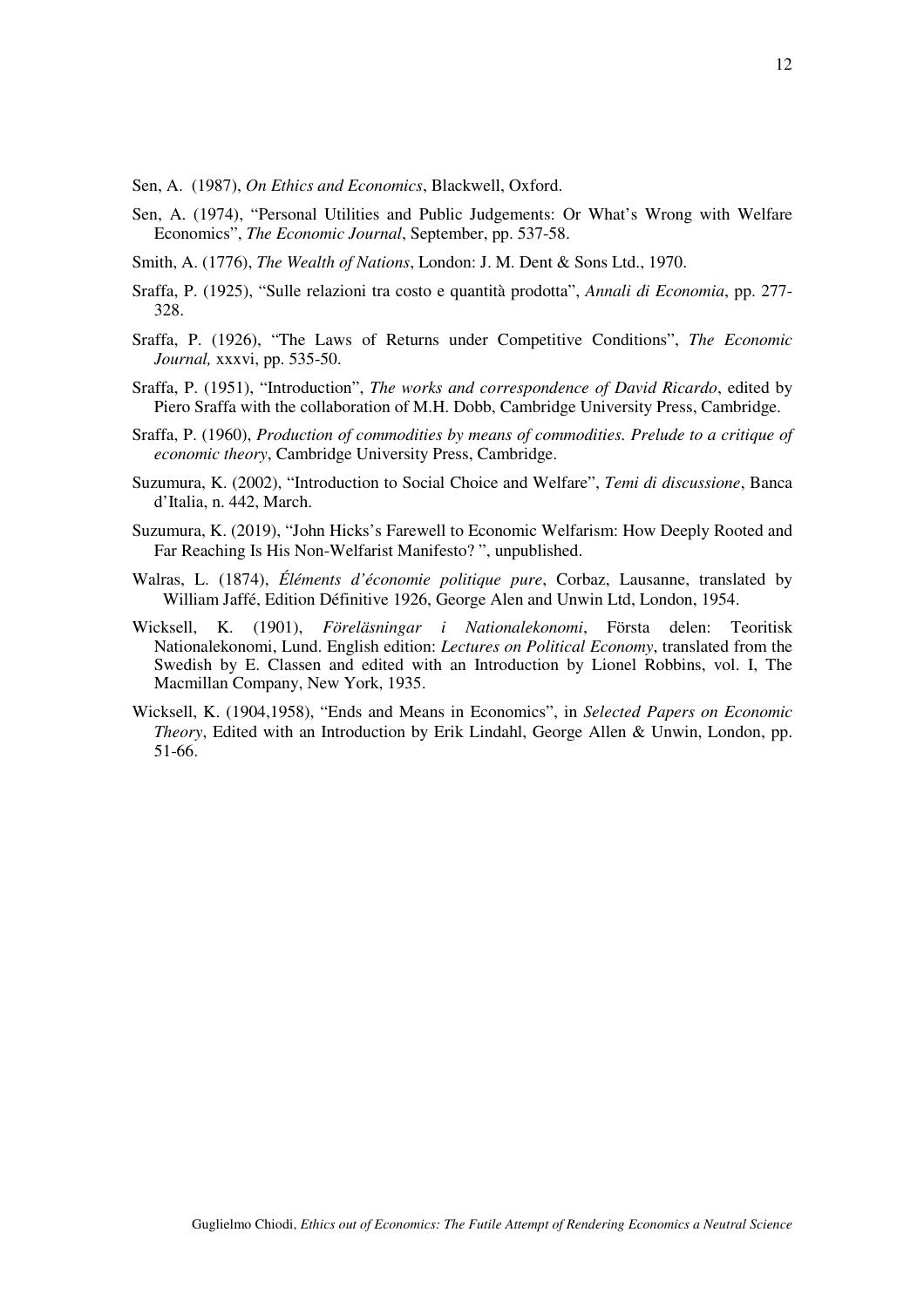Sen, A. (1987), *On Ethics and Economics*, Blackwell, Oxford.

Sen, A. (1974), "Personal Utilities and Public Judgements: Or What's Wrong with Welfare Economics", *The Economic Journal*, September, pp. 537-58.

Smith, A. (1776), *The Wealth of Nations*, London: J. M. Dent & Sons Ltd., 1970.

Sraffa, P. (1925), "Sulle relazioni tra costo e quantità prodotta", *Annali di Economia*, pp. 277-328.

Sraffa, P. (1926), "The Laws of Returns under Competitive Conditions", *The Economic Journal,* xxxvi, pp. 535-50.

Sraffa, P. (1951), "Introduction", *The works and correspondence of David Ricardo*, edited by Piero Sraffa with the collaboration of M.H. Dobb, Cambridge University Press, Cambridge.

Sraffa, P. (1960), *Production of commodities by means of commodities. Prelude to a critique of economic theory*, Cambridge University Press, Cambridge.

Suzumura, K. (2002), "Introduction to Social Choice and Welfare", *Temi di discussione*, Banca d'Italia, n. 442, March.

Suzumura, K. (2019), "John Hicks's Farewell to Economic Welfarism: How Deeply Rooted and Far Reaching Is His Non-Welfarist Manifesto? ", unpublished.

Walras, L. (1874), *Éléments d'économie politique pure*, Corbaz, Lausanne, translated by William Jaffé, Edition Définitive 1926, George Alen and Unwin Ltd, London, 1954.

Wicksell, K. (1901), *Föreläsningar i Nationalekonomi*, Första delen: Teoritisk Nationalekonomi, Lund. English edition: *Lectures on Political Economy*, translated from the Swedish by E. Classen and edited with an Introduction by Lionel Robbins, vol. I, The Macmillan Company, New York, 1935.

Wicksell, K. (1904,1958), "Ends and Means in Economics", in *Selected Papers on Economic Theory*, Edited with an Introduction by Erik Lindahl, George Allen & Unwin, London, pp. 51-66.